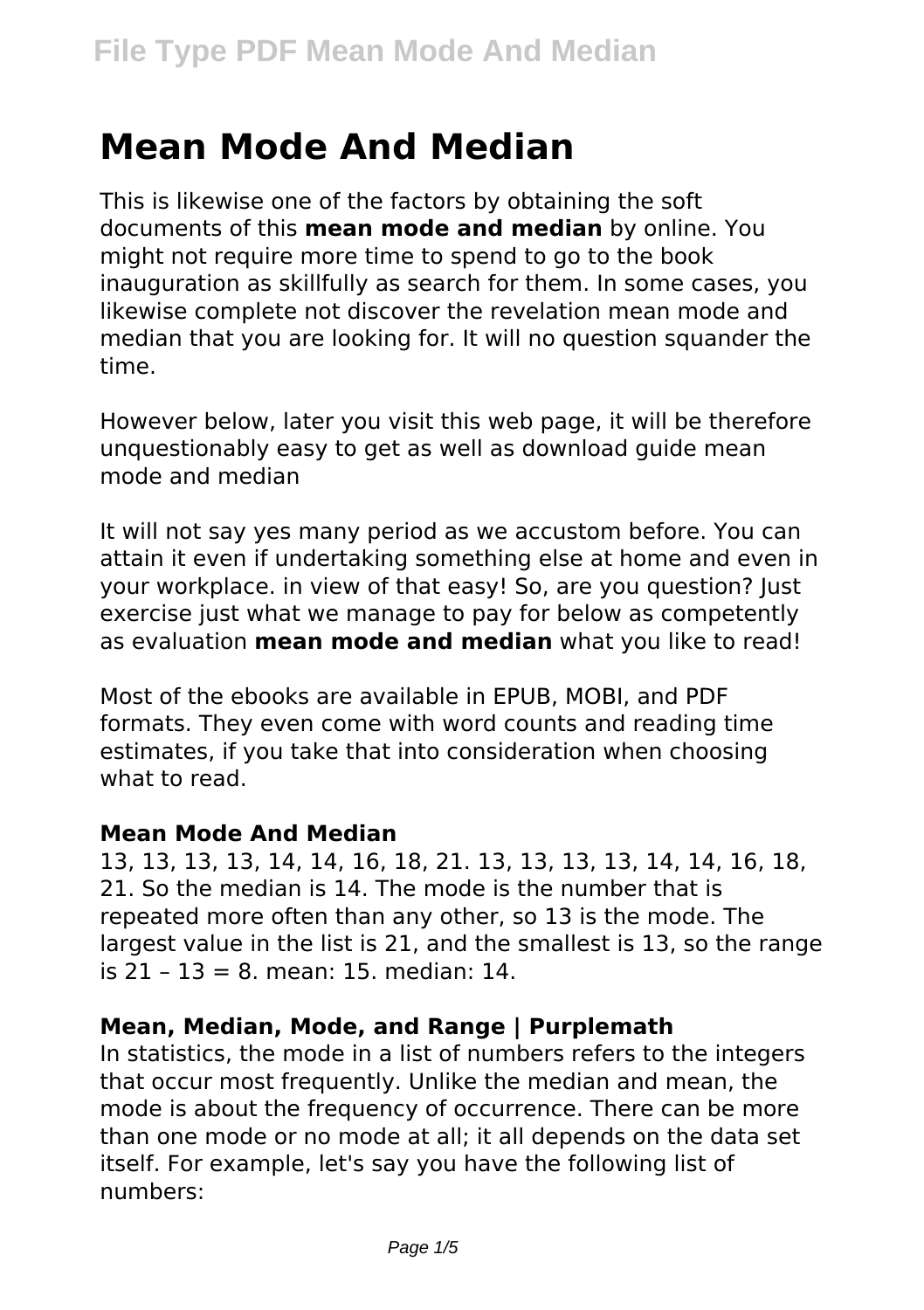# Mean Mode And Median

This is likewise one of the factors by obtaining the soft documents of this **mean mode and median** by online. You might not require more time to spend to go to the book inauguration as skillfully as search for them. In some cases, you likewise complete not discover the revelation mean mode and median that you are looking for. It will no question squander the time.

However below, later you visit this web page, it will be therefore unquestionably easy to get as well as download guide mean mode and median

It will not say yes many period as we accustom before. You can attain it even if undertaking something else at home and even in your workplace. in view of that easy! So, are you question? Just exercise just what we manage to pay for below as competently as evaluation **mean mode and median** what you like to read!

Most of the ebooks are available in EPUB, MOBI, and PDF formats. They even come with word counts and reading time estimates, if you take that into consideration when choosing what to read.

### Mean Mode And Median

13, 13, 13, 13, 14, 14, 16, 18, 21. 13, 13, 13, 13, 14, 14, 16, 18, 21. So the median is 14. The mode is the number that is repeated more often than any other, so 13 is the mode. The largest value in the list is 21, and the smallest is 13, so the range is 21 – 13 = 8. mean: 15. median: 14.

### Mean, Median, Mode, and Range | Purplemath

In statistics, the mode in a list of numbers refers to the integers that occur most frequently. Unlike the median and mean, the mode is about the frequency of occurrence. There can be more than one mode or no mode at all; it all depends on the data set itself. For example, let's say you have the following list of numbers: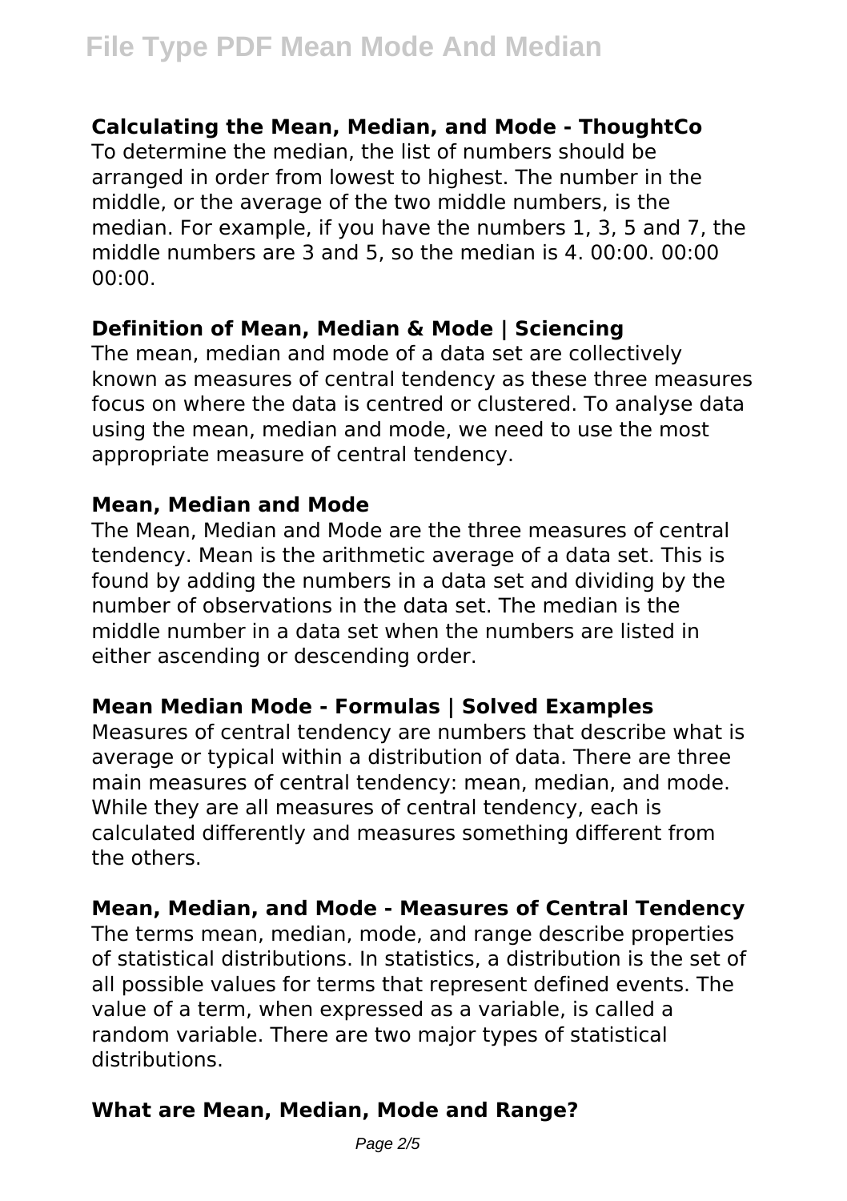### Calculating the Mean, Median, and Mode - ThoughtCo

To determine the median, the list of numbers should be arranged in order from lowest to highest. The number in the middle, or the average of the two middle numbers, is the median. For example, if you have the numbers 1, 3, 5 and 7, the middle numbers are 3 and 5, so the median is 4. 00:00. 00:00 00:00.

### Definition of Mean, Median & Mode | Sciencing

The mean, median and mode of a data set are collectively known as measures of central tendency as these three measures focus on where the data is centred or clustered. To analyse data using the mean, median and mode, we need to use the most appropriate measure of central tendency.

### Mean, Median and Mode

The Mean, Median and Mode are the three measures of central tendency. Mean is the arithmetic average of a data set. This is found by adding the numbers in a data set and dividing by the number of observations in the data set. The median is the middle number in a data set when the numbers are listed in either ascending or descending order.

### Mean Median Mode - Formulas | Solved Examples

Measures of central tendency are numbers that describe what is average or typical within a distribution of data. There are three main measures of central tendency: mean, median, and mode. While they are all measures of central tendency, each is calculated differently and measures something different from the others.

### Mean, Median, and Mode - Measures of Central Tendency

The terms mean, median, mode, and range describe properties of statistical distributions. In statistics, a distribution is the set of all possible values for terms that represent defined events. The value of a term, when expressed as a variable, is called a random variable. There are two major types of statistical distributions.

### What are Mean, Median, Mode and Range?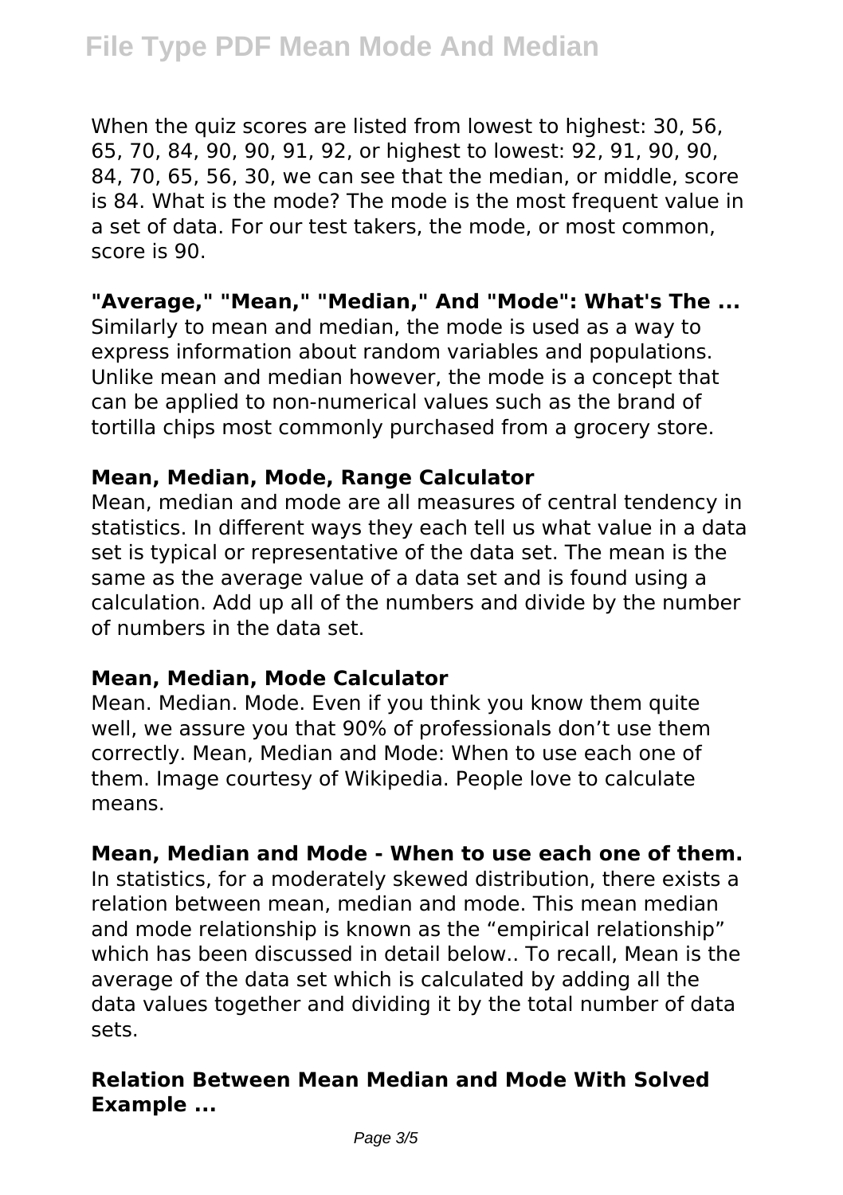When the quiz scores are listed from lowest to highest: 30, 56, 65, 70, 84, 90, 90, 91, 92, or highest to lowest: 92, 91, 90, 90, 84, 70, 65, 56, 30, we can see that the median, or middle, score is 84. What is the mode? The mode is the most frequent value in a set of data. For our test takers, the mode, or most common, score is 90.

**"Average," "Mean," "Median," And "Mode": What's The ...**

Similarly to mean and median, the mode is used as a way to express information about random variables and populations. Unlike mean and median however, the mode is a concept that can be applied to non-numerical values such as the brand of tortilla chips most commonly purchased from a grocery store.

**Mean, Median, Mode, Range Calculator**

Mean, median and mode are all measures of central tendency in statistics. In different ways they each tell us what value in a data set is typical or representative of the data set. The mean is the same as the average value of a data set and is found using a calculation. Add up all of the numbers and divide by the number of numbers in the data set.

**Mean, Median, Mode Calculator**

Mean. Median. Mode. Even if you think you know them quite well, we assure you that 90% of professionals don't use them correctly. Mean, Median and Mode: When to use each one of them. Image courtesy of Wikipedia. People love to calculate means.

**Mean, Median and Mode - When to use each one of them.**

In statistics, for a moderately skewed distribution, there exists a relation between mean, median and mode. This mean median and mode relationship is known as the "empirical relationship" which has been discussed in detail below.. To recall, Mean is the average of the data set which is calculated by adding all the data values together and dividing it by the total number of data sets.

**Relation Between Mean Median and Mode With Solved Example ...**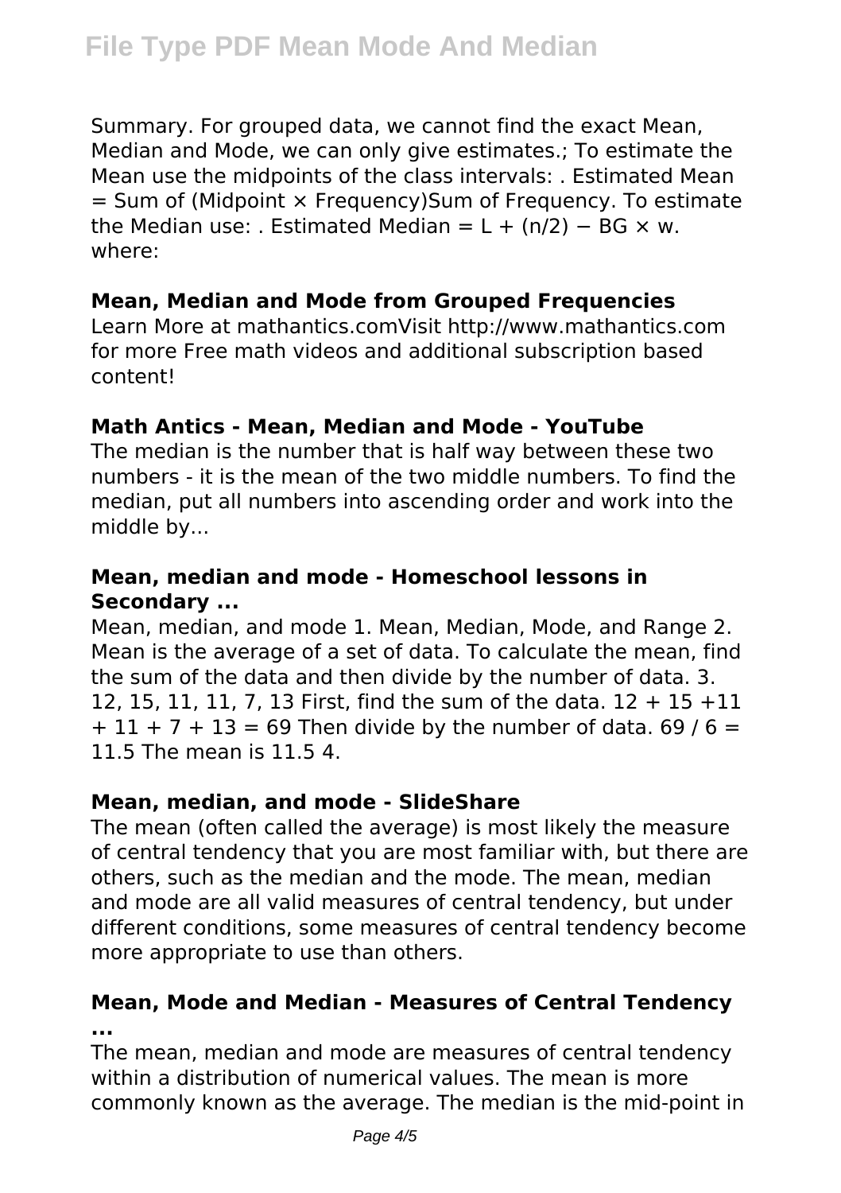Summary. For grouped data, we cannot find the exact Mean, Median and Mode, we can only give estimates.; To estimate the Mean use the midpoints of the class intervals: . Estimated Mean = Sum of (Midpoint × Frequency)Sum of Frequency. To estimate the Median use: . Estimated Median = L + (n/2) − BG × w. where:

**Mean, Median and Mode from Grouped Frequencies**

Learn More at mathantics.comVisit http://www.mathantics.com for more Free math videos and additional subscription based content!

**Math Antics - Mean, Median and Mode - YouTube**

The median is the number that is half way between these two numbers - it is the mean of the two middle numbers. To find the median, put all numbers into ascending order and work into the middle by...

**Mean, median and mode - Homeschool lessons in Secondary ...**

Mean, median, and mode 1. Mean, Median, Mode, and Range 2. Mean is the average of a set of data. To calculate the mean, find the sum of the data and then divide by the number of data. 3. 12, 15, 11, 11, 7, 13 First, find the sum of the data. 12 + 15 +11 + 11 + 7 + 13 = 69 Then divide by the number of data. 69 / 6 = 11.5 The mean is 11.5 4.

**Mean, median, and mode - SlideShare**

The mean (often called the average) is most likely the measure of central tendency that you are most familiar with, but there are others, such as the median and the mode. The mean, median and mode are all valid measures of central tendency, but under different conditions, some measures of central tendency become more appropriate to use than others.

**Mean, Mode and Median - Measures of Central Tendency ...**

The mean, median and mode are measures of central tendency within a distribution of numerical values. The mean is more commonly known as the average. The median is the mid-point in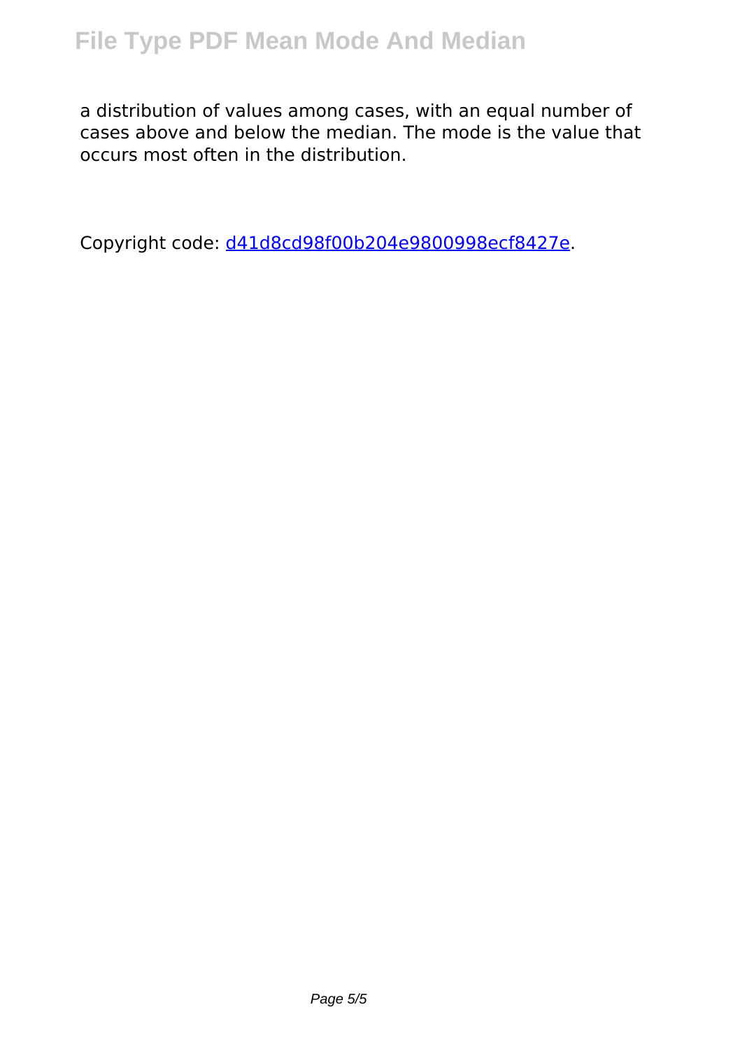a distribution of values among cases, with an equal number of cases above and below the median. The mode is the value that occurs most often in the distribution.

Copyright code: [d41d8cd98f00b204e9800998ecf8427e](d41d8cd98f00b204e9800998ecf8427e).